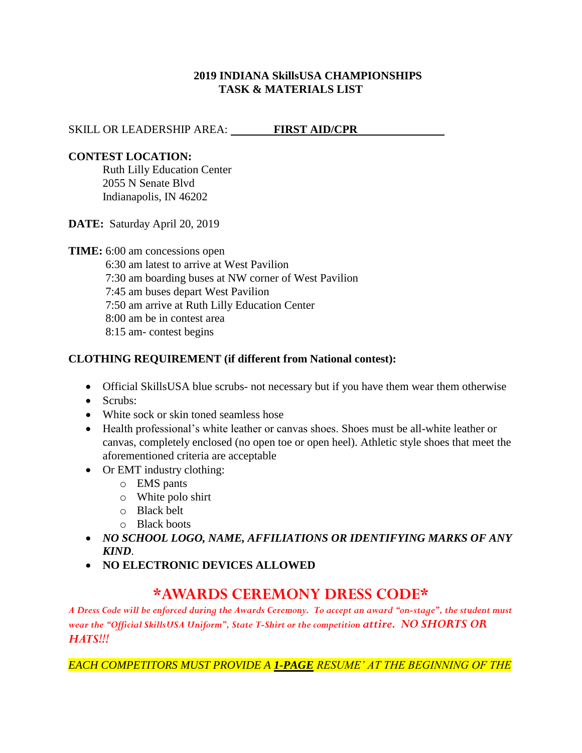**2019 INDIANA SkillsUSA CHAMPIONSHIPS**
**TASK & MATERIALS LIST**

SKILL OR LEADERSHIP AREA: **FIRST AID/CPR**

**CONTEST LOCATION:**
Ruth Lilly Education Center
2055 N Senate Blvd
Indianapolis, IN 46202

**DATE:** Saturday April 20, 2019

**TIME:** 6:00 am concessions open
6:30 am latest to arrive at West Pavilion
7:30 am boarding buses at NW corner of West Pavilion
7:45 am buses depart West Pavilion
7:50 am arrive at Ruth Lilly Education Center
8:00 am be in contest area
8:15 am- contest begins

**CLOTHING REQUIREMENT (if different from National contest):**

- Official SkillsUSA blue scrubs- not necessary but if you have them wear them otherwise
- Scrubs:
- White sock or skin toned seamless hose
- Health professional's white leather or canvas shoes. Shoes must be all-white leather or canvas, completely enclosed (no open toe or open heel). Athletic style shoes that meet the aforementioned criteria are acceptable
- Or EMT industry clothing:
  - EMS pants
  - White polo shirt
  - Black belt
  - Black boots
- ***NO SCHOOL LOGO, NAME, AFFILIATIONS OR IDENTIFYING MARKS OF ANY KIND**.*
- **NO ELECTRONIC DEVICES ALLOWED**

## *AWARDS CEREMONY DRESS CODE*

*A Dress Code will be enforced during the Awards Ceremony. To accept an award "on-stage", the student must wear the "Official SkillsUSA Uniform", State T-Shirt or the competition attire. NO SHORTS OR HATS!!!*

*EACH COMPETITORS MUST PROVIDE A **1-PAGE** RESUME' AT THE BEGINNING OF THE*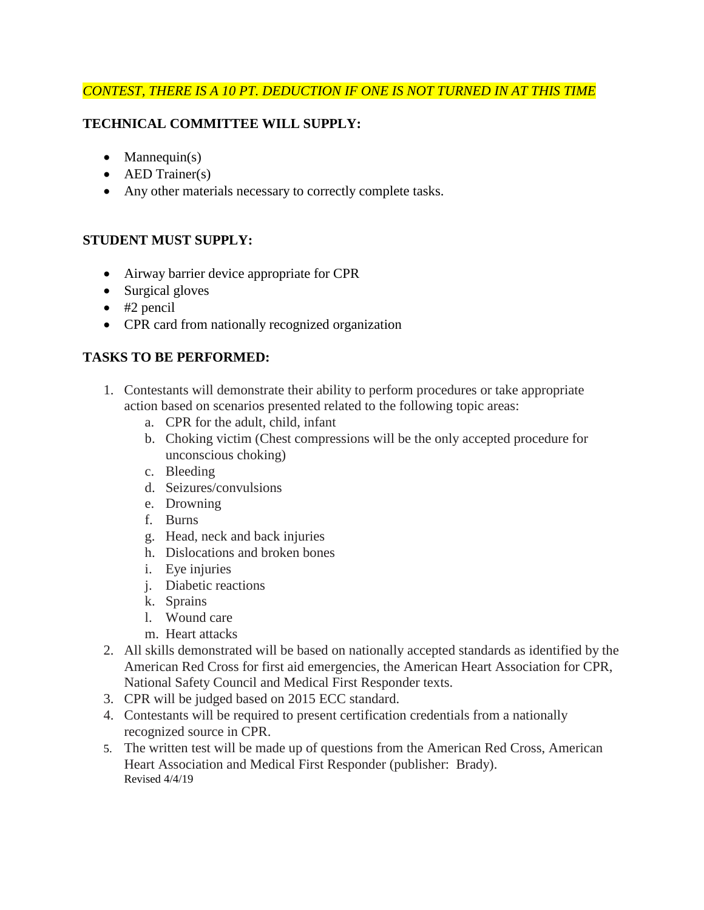*CONTEST, THERE IS A 10 PT. DEDUCTION IF ONE IS NOT TURNED IN AT THIS TIME*

**TECHNICAL COMMITTEE WILL SUPPLY:**

- Mannequin(s)
- AED Trainer(s)
- Any other materials necessary to correctly complete tasks.

**STUDENT MUST SUPPLY:**

- Airway barrier device appropriate for CPR
- Surgical gloves
- #2 pencil
- CPR card from nationally recognized organization

**TASKS TO BE PERFORMED:**

1. Contestants will demonstrate their ability to perform procedures or take appropriate action based on scenarios presented related to the following topic areas:
   a. CPR for the adult, child, infant
   b. Choking victim (Chest compressions will be the only accepted procedure for unconscious choking)
   c. Bleeding
   d. Seizures/convulsions
   e. Drowning
   f. Burns
   g. Head, neck and back injuries
   h. Dislocations and broken bones
   i. Eye injuries
   j. Diabetic reactions
   k. Sprains
   l. Wound care
   m. Heart attacks
2. All skills demonstrated will be based on nationally accepted standards as identified by the American Red Cross for first aid emergencies, the American Heart Association for CPR, National Safety Council and Medical First Responder texts.
3. CPR will be judged based on 2015 ECC standard.
4. Contestants will be required to present certification credentials from a nationally recognized source in CPR.
5. The written test will be made up of questions from the American Red Cross, American Heart Association and Medical First Responder (publisher: Brady).

Revised 4/4/19